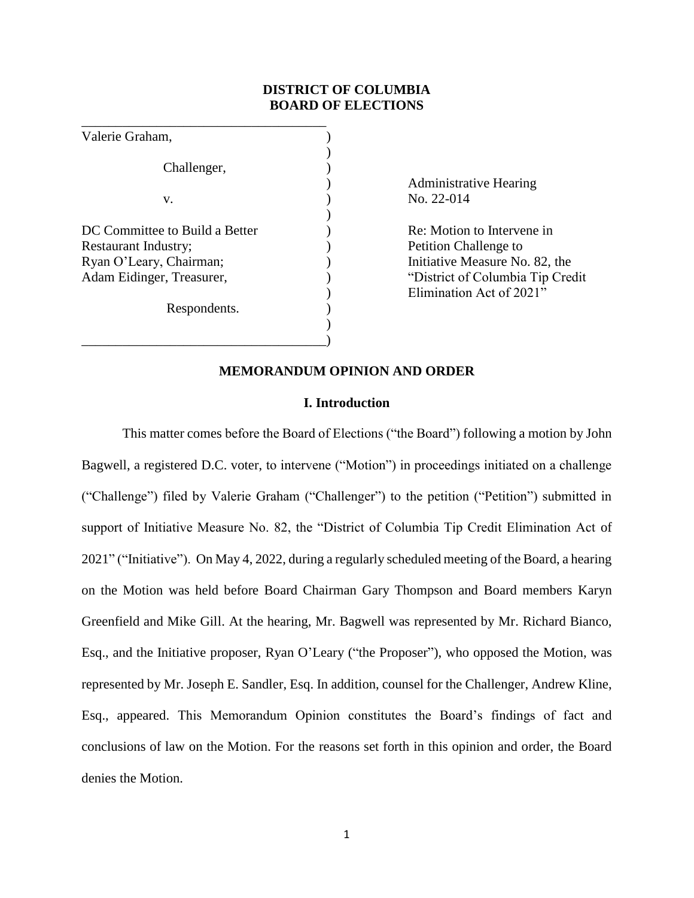# DISTRICT OF COLUMBIA BOARD OF ELECTIONS

| | |
|---|---|
| Valerie Graham,<br><br>Challenger,<br><br>v.<br><br>DC Committee to Build a Better Restaurant Industry;<br>Ryan O'Leary, Chairman;<br>Adam Eidinger, Treasurer,<br><br>Respondents. | Administrative Hearing No. 22-014<br><br>Re: Motion to Intervene in Petition Challenge to Initiative Measure No. 82, the "District of Columbia Tip Credit Elimination Act of 2021" |

## MEMORANDUM OPINION AND ORDER

### I. Introduction

This matter comes before the Board of Elections ("the Board") following a motion by John Bagwell, a registered D.C. voter, to intervene ("Motion") in proceedings initiated on a challenge ("Challenge") filed by Valerie Graham ("Challenger") to the petition ("Petition") submitted in support of Initiative Measure No. 82, the "District of Columbia Tip Credit Elimination Act of 2021" ("Initiative"). On May 4, 2022, during a regularly scheduled meeting of the Board, a hearing on the Motion was held before Board Chairman Gary Thompson and Board members Karyn Greenfield and Mike Gill. At the hearing, Mr. Bagwell was represented by Mr. Richard Bianco, Esq., and the Initiative proposer, Ryan O'Leary ("the Proposer"), who opposed the Motion, was represented by Mr. Joseph E. Sandler, Esq. In addition, counsel for the Challenger, Andrew Kline, Esq., appeared. This Memorandum Opinion constitutes the Board's findings of fact and conclusions of law on the Motion. For the reasons set forth in this opinion and order, the Board denies the Motion.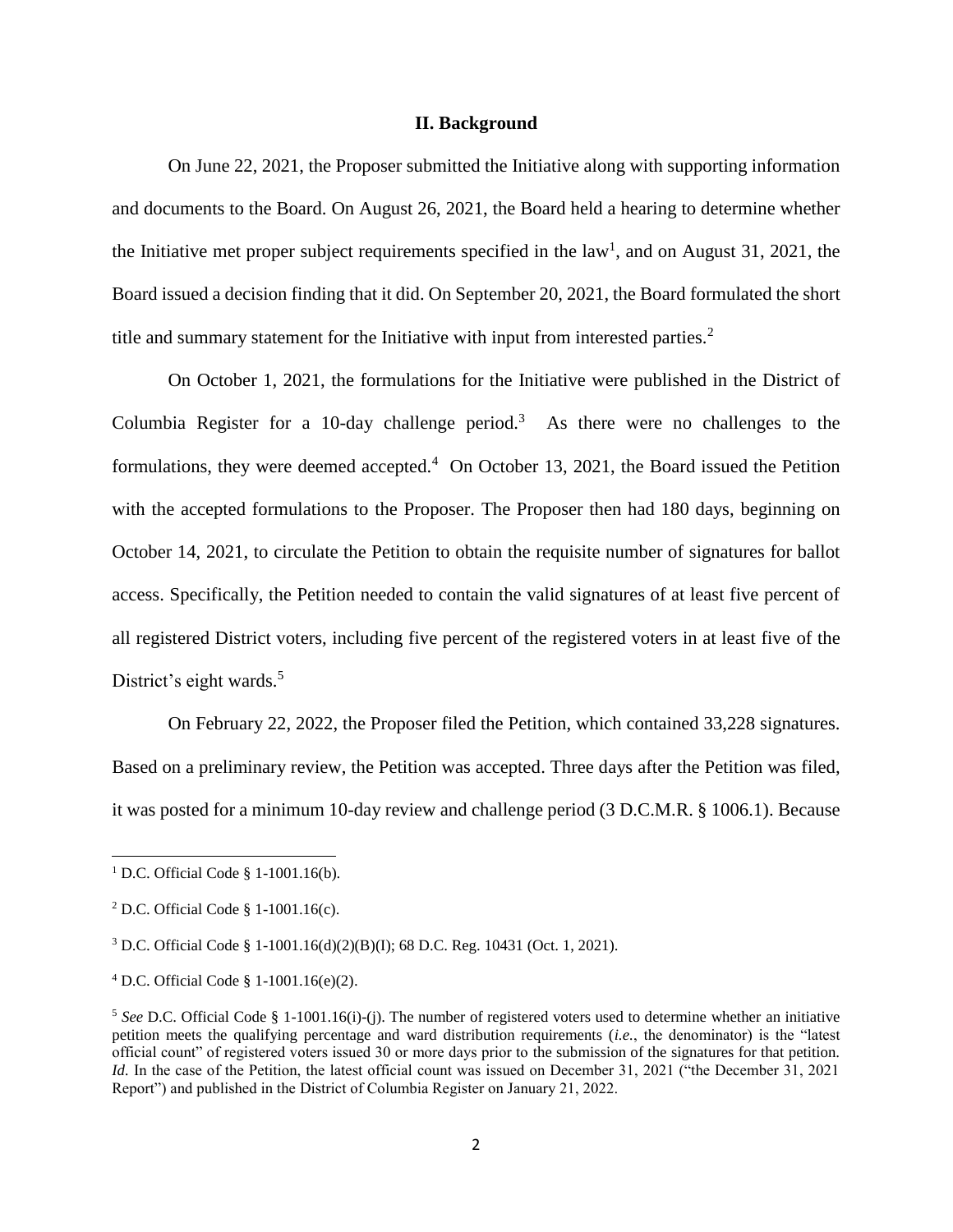## II. Background

On June 22, 2021, the Proposer submitted the Initiative along with supporting information and documents to the Board. On August 26, 2021, the Board held a hearing to determine whether the Initiative met proper subject requirements specified in the law[1], and on August 31, 2021, the Board issued a decision finding that it did. On September 20, 2021, the Board formulated the short title and summary statement for the Initiative with input from interested parties.[2]

On October 1, 2021, the formulations for the Initiative were published in the District of Columbia Register for a 10-day challenge period.[3] As there were no challenges to the formulations, they were deemed accepted.[4] On October 13, 2021, the Board issued the Petition with the accepted formulations to the Proposer. The Proposer then had 180 days, beginning on October 14, 2021, to circulate the Petition to obtain the requisite number of signatures for ballot access. Specifically, the Petition needed to contain the valid signatures of at least five percent of all registered District voters, including five percent of the registered voters in at least five of the District's eight wards.[5]

On February 22, 2022, the Proposer filed the Petition, which contained 33,228 signatures. Based on a preliminary review, the Petition was accepted. Three days after the Petition was filed, it was posted for a minimum 10-day review and challenge period (3 D.C.M.R. § 1006.1). Because

---

[1] D.C. Official Code § 1-1001.16(b).

[2] D.C. Official Code § 1-1001.16(c).

[3] D.C. Official Code § 1-1001.16(d)(2)(B)(I); 68 D.C. Reg. 10431 (Oct. 1, 2021).

[4] D.C. Official Code § 1-1001.16(e)(2).

[5] *See* D.C. Official Code § 1-1001.16(i)-(j). The number of registered voters used to determine whether an initiative petition meets the qualifying percentage and ward distribution requirements (*i.e.*, the denominator) is the "latest official count" of registered voters issued 30 or more days prior to the submission of the signatures for that petition. *Id.* In the case of the Petition, the latest official count was issued on December 31, 2021 ("the December 31, 2021 Report") and published in the District of Columbia Register on January 21, 2022.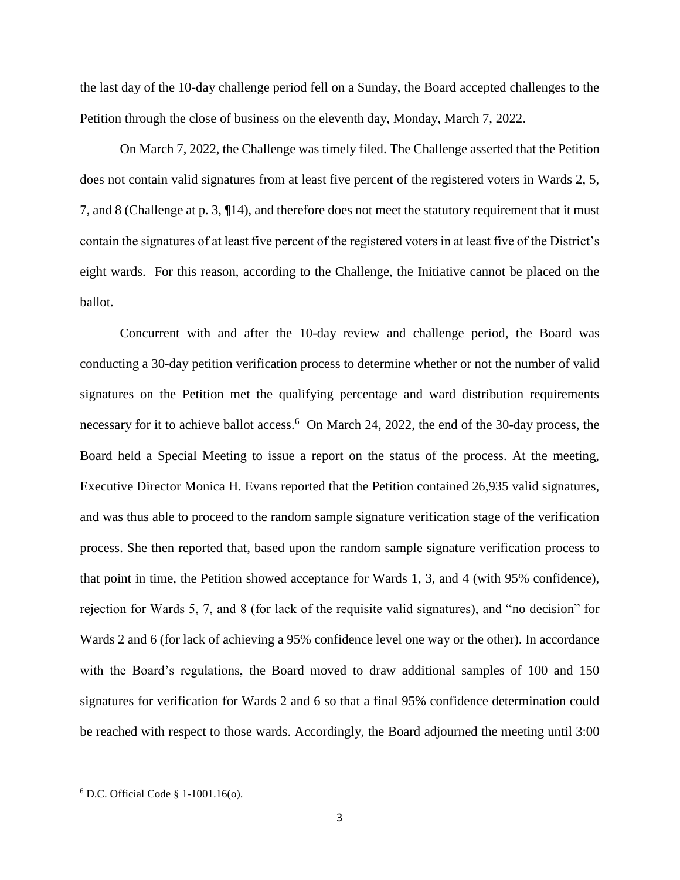the last day of the 10-day challenge period fell on a Sunday, the Board accepted challenges to the Petition through the close of business on the eleventh day, Monday, March 7, 2022.

On March 7, 2022, the Challenge was timely filed. The Challenge asserted that the Petition does not contain valid signatures from at least five percent of the registered voters in Wards 2, 5, 7, and 8 (Challenge at p. 3, ¶14), and therefore does not meet the statutory requirement that it must contain the signatures of at least five percent of the registered voters in at least five of the District's eight wards. For this reason, according to the Challenge, the Initiative cannot be placed on the ballot.

Concurrent with and after the 10-day review and challenge period, the Board was conducting a 30-day petition verification process to determine whether or not the number of valid signatures on the Petition met the qualifying percentage and ward distribution requirements necessary for it to achieve ballot access.[6] On March 24, 2022, the end of the 30-day process, the Board held a Special Meeting to issue a report on the status of the process. At the meeting, Executive Director Monica H. Evans reported that the Petition contained 26,935 valid signatures, and was thus able to proceed to the random sample signature verification stage of the verification process. She then reported that, based upon the random sample signature verification process to that point in time, the Petition showed acceptance for Wards 1, 3, and 4 (with 95% confidence), rejection for Wards 5, 7, and 8 (for lack of the requisite valid signatures), and "no decision" for Wards 2 and 6 (for lack of achieving a 95% confidence level one way or the other). In accordance with the Board's regulations, the Board moved to draw additional samples of 100 and 150 signatures for verification for Wards 2 and 6 so that a final 95% confidence determination could be reached with respect to those wards. Accordingly, the Board adjourned the meeting until 3:00

[6] D.C. Official Code § 1-1001.16(o).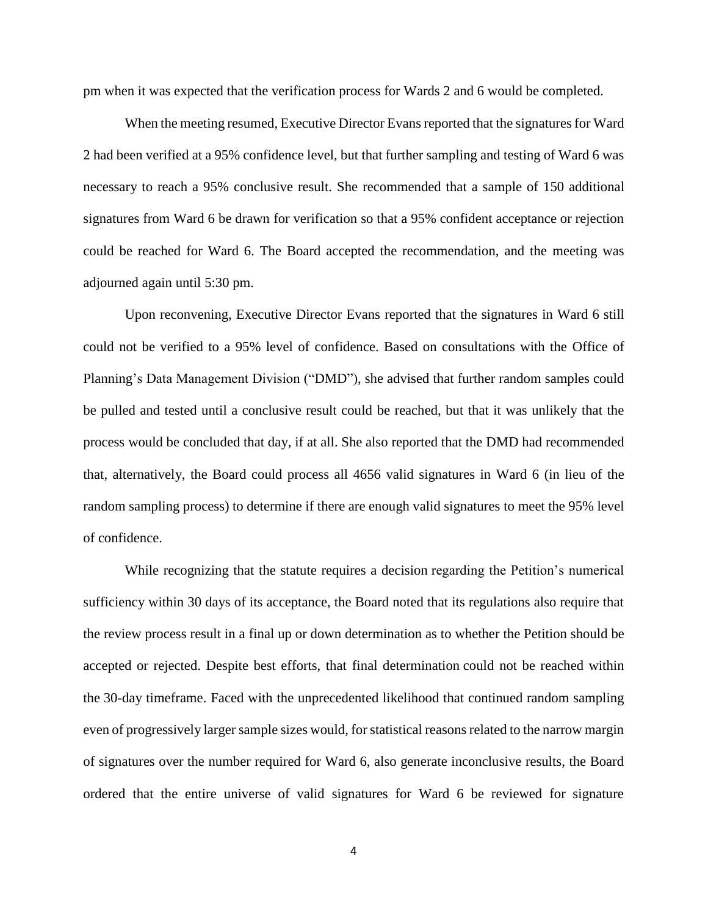pm when it was expected that the verification process for Wards 2 and 6 would be completed.

When the meeting resumed, Executive Director Evans reported that the signatures for Ward 2 had been verified at a 95% confidence level, but that further sampling and testing of Ward 6 was necessary to reach a 95% conclusive result. She recommended that a sample of 150 additional signatures from Ward 6 be drawn for verification so that a 95% confident acceptance or rejection could be reached for Ward 6. The Board accepted the recommendation, and the meeting was adjourned again until 5:30 pm.

Upon reconvening, Executive Director Evans reported that the signatures in Ward 6 still could not be verified to a 95% level of confidence. Based on consultations with the Office of Planning's Data Management Division ("DMD"), she advised that further random samples could be pulled and tested until a conclusive result could be reached, but that it was unlikely that the process would be concluded that day, if at all. She also reported that the DMD had recommended that, alternatively, the Board could process all 4656 valid signatures in Ward 6 (in lieu of the random sampling process) to determine if there are enough valid signatures to meet the 95% level of confidence.

While recognizing that the statute requires a decision regarding the Petition's numerical sufficiency within 30 days of its acceptance, the Board noted that its regulations also require that the review process result in a final up or down determination as to whether the Petition should be accepted or rejected. Despite best efforts, that final determination could not be reached within the 30-day timeframe. Faced with the unprecedented likelihood that continued random sampling even of progressively larger sample sizes would, for statistical reasons related to the narrow margin of signatures over the number required for Ward 6, also generate inconclusive results, the Board ordered that the entire universe of valid signatures for Ward 6 be reviewed for signature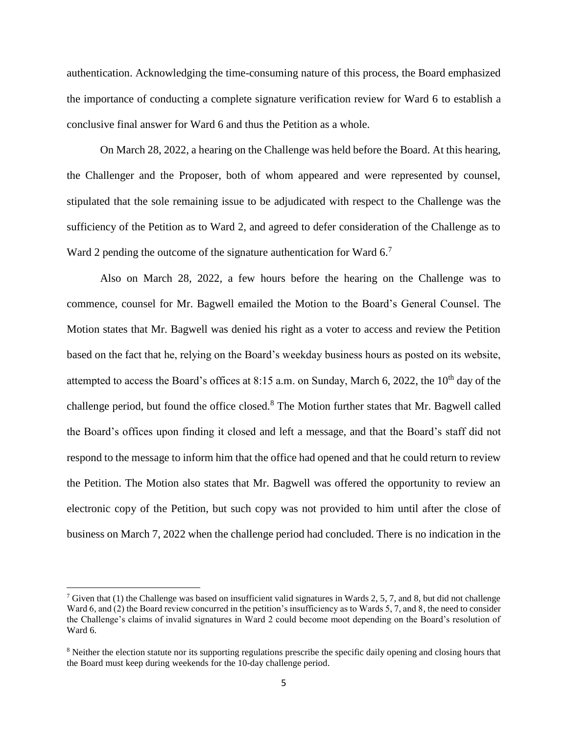authentication. Acknowledging the time-consuming nature of this process, the Board emphasized the importance of conducting a complete signature verification review for Ward 6 to establish a conclusive final answer for Ward 6 and thus the Petition as a whole.

On March 28, 2022, a hearing on the Challenge was held before the Board. At this hearing, the Challenger and the Proposer, both of whom appeared and were represented by counsel, stipulated that the sole remaining issue to be adjudicated with respect to the Challenge was the sufficiency of the Petition as to Ward 2, and agreed to defer consideration of the Challenge as to Ward 2 pending the outcome of the signature authentication for Ward 6.[7]

Also on March 28, 2022, a few hours before the hearing on the Challenge was to commence, counsel for Mr. Bagwell emailed the Motion to the Board's General Counsel. The Motion states that Mr. Bagwell was denied his right as a voter to access and review the Petition based on the fact that he, relying on the Board's weekday business hours as posted on its website, attempted to access the Board's offices at 8:15 a.m. on Sunday, March 6, 2022, the 10th day of the challenge period, but found the office closed.[8] The Motion further states that Mr. Bagwell called the Board's offices upon finding it closed and left a message, and that the Board's staff did not respond to the message to inform him that the office had opened and that he could return to review the Petition. The Motion also states that Mr. Bagwell was offered the opportunity to review an electronic copy of the Petition, but such copy was not provided to him until after the close of business on March 7, 2022 when the challenge period had concluded. There is no indication in the

---

[7] Given that (1) the Challenge was based on insufficient valid signatures in Wards 2, 5, 7, and 8, but did not challenge Ward 6, and (2) the Board review concurred in the petition's insufficiency as to Wards 5, 7, and 8, the need to consider the Challenge's claims of invalid signatures in Ward 2 could become moot depending on the Board's resolution of Ward 6.

[8] Neither the election statute nor its supporting regulations prescribe the specific daily opening and closing hours that the Board must keep during weekends for the 10-day challenge period.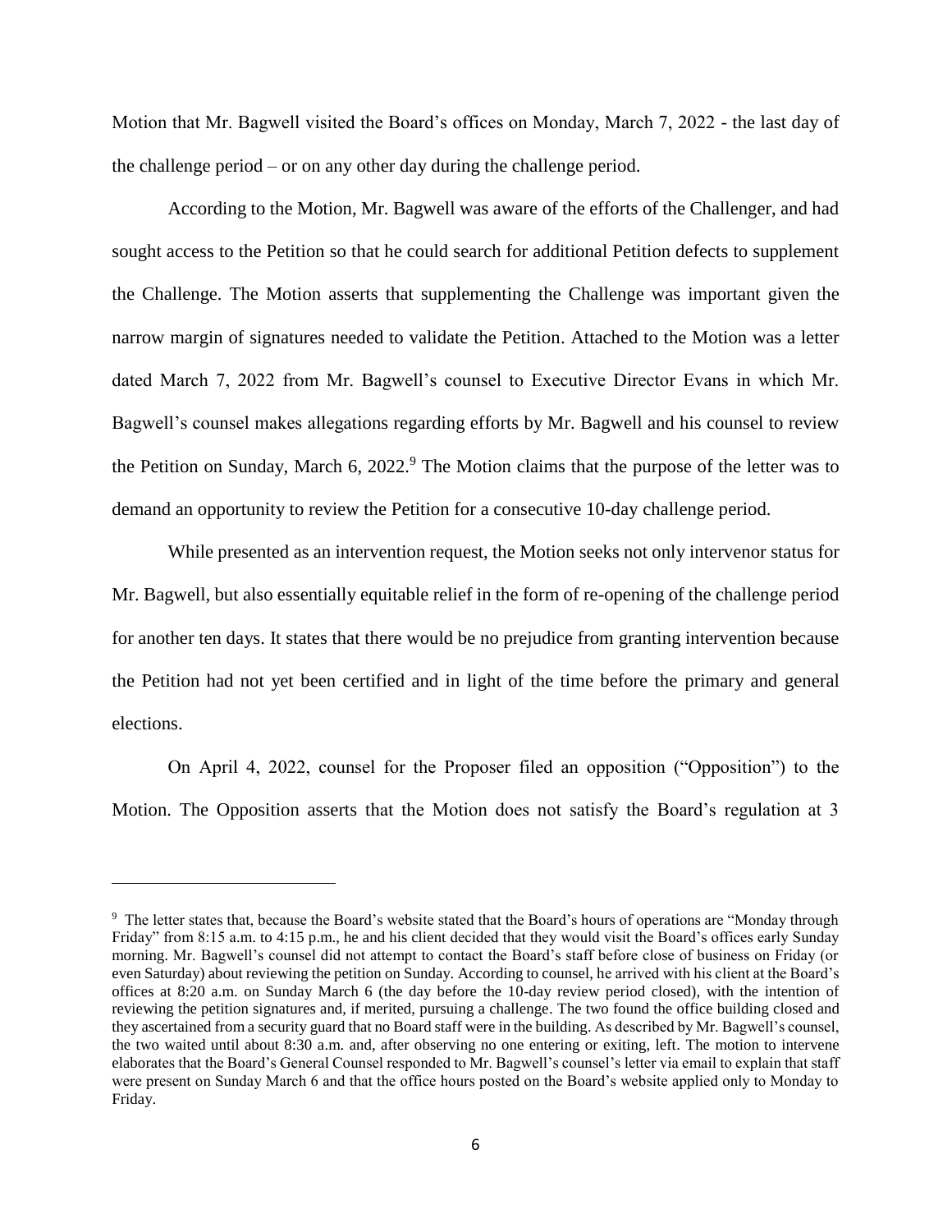Motion that Mr. Bagwell visited the Board's offices on Monday, March 7, 2022 - the last day of the challenge period – or on any other day during the challenge period.

According to the Motion, Mr. Bagwell was aware of the efforts of the Challenger, and had sought access to the Petition so that he could search for additional Petition defects to supplement the Challenge. The Motion asserts that supplementing the Challenge was important given the narrow margin of signatures needed to validate the Petition. Attached to the Motion was a letter dated March 7, 2022 from Mr. Bagwell's counsel to Executive Director Evans in which Mr. Bagwell's counsel makes allegations regarding efforts by Mr. Bagwell and his counsel to review the Petition on Sunday, March 6, 2022.[9] The Motion claims that the purpose of the letter was to demand an opportunity to review the Petition for a consecutive 10-day challenge period.

While presented as an intervention request, the Motion seeks not only intervenor status for Mr. Bagwell, but also essentially equitable relief in the form of re-opening of the challenge period for another ten days. It states that there would be no prejudice from granting intervention because the Petition had not yet been certified and in light of the time before the primary and general elections.

On April 4, 2022, counsel for the Proposer filed an opposition ("Opposition") to the Motion. The Opposition asserts that the Motion does not satisfy the Board's regulation at 3

---

[9] The letter states that, because the Board's website stated that the Board's hours of operations are "Monday through Friday" from 8:15 a.m. to 4:15 p.m., he and his client decided that they would visit the Board's offices early Sunday morning. Mr. Bagwell's counsel did not attempt to contact the Board's staff before close of business on Friday (or even Saturday) about reviewing the petition on Sunday. According to counsel, he arrived with his client at the Board's offices at 8:20 a.m. on Sunday March 6 (the day before the 10-day review period closed), with the intention of reviewing the petition signatures and, if merited, pursuing a challenge. The two found the office building closed and they ascertained from a security guard that no Board staff were in the building. As described by Mr. Bagwell's counsel, the two waited until about 8:30 a.m. and, after observing no one entering or exiting, left. The motion to intervene elaborates that the Board's General Counsel responded to Mr. Bagwell's counsel's letter via email to explain that staff were present on Sunday March 6 and that the office hours posted on the Board's website applied only to Monday to Friday.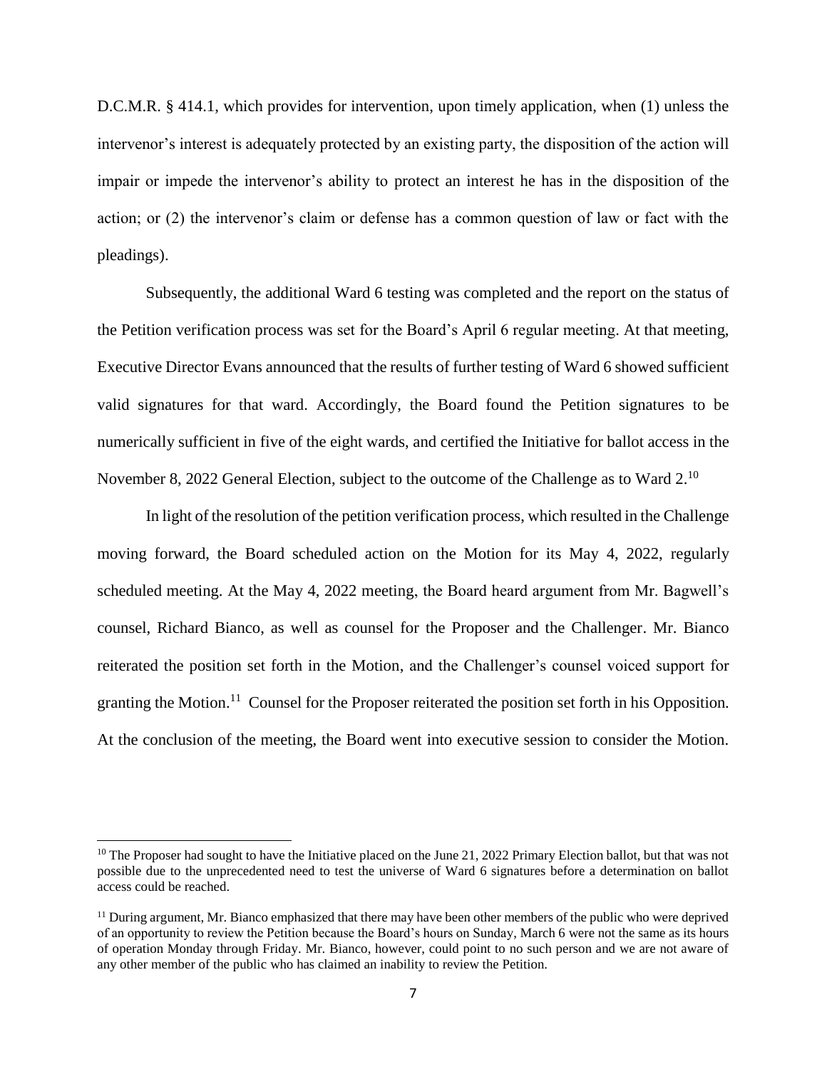D.C.M.R. § 414.1, which provides for intervention, upon timely application, when (1) unless the intervenor's interest is adequately protected by an existing party, the disposition of the action will impair or impede the intervenor's ability to protect an interest he has in the disposition of the action; or (2) the intervenor's claim or defense has a common question of law or fact with the pleadings).

Subsequently, the additional Ward 6 testing was completed and the report on the status of the Petition verification process was set for the Board's April 6 regular meeting. At that meeting, Executive Director Evans announced that the results of further testing of Ward 6 showed sufficient valid signatures for that ward. Accordingly, the Board found the Petition signatures to be numerically sufficient in five of the eight wards, and certified the Initiative for ballot access in the November 8, 2022 General Election, subject to the outcome of the Challenge as to Ward 2.[10]

In light of the resolution of the petition verification process, which resulted in the Challenge moving forward, the Board scheduled action on the Motion for its May 4, 2022, regularly scheduled meeting. At the May 4, 2022 meeting, the Board heard argument from Mr. Bagwell's counsel, Richard Bianco, as well as counsel for the Proposer and the Challenger. Mr. Bianco reiterated the position set forth in the Motion, and the Challenger's counsel voiced support for granting the Motion.[11] Counsel for the Proposer reiterated the position set forth in his Opposition. At the conclusion of the meeting, the Board went into executive session to consider the Motion.

---

[10] The Proposer had sought to have the Initiative placed on the June 21, 2022 Primary Election ballot, but that was not possible due to the unprecedented need to test the universe of Ward 6 signatures before a determination on ballot access could be reached.

[11] During argument, Mr. Bianco emphasized that there may have been other members of the public who were deprived of an opportunity to review the Petition because the Board's hours on Sunday, March 6 were not the same as its hours of operation Monday through Friday. Mr. Bianco, however, could point to no such person and we are not aware of any other member of the public who has claimed an inability to review the Petition.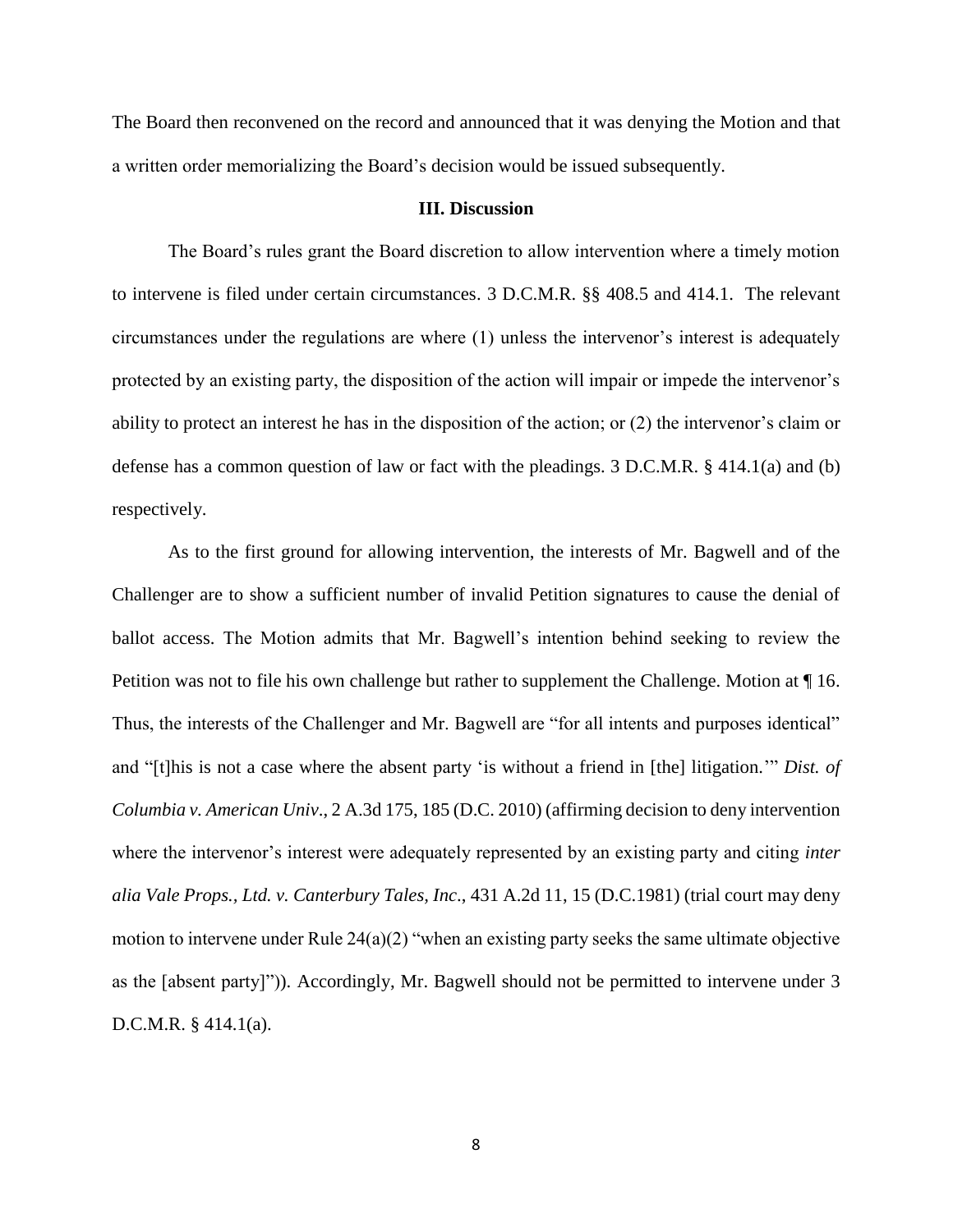The Board then reconvened on the record and announced that it was denying the Motion and that a written order memorializing the Board's decision would be issued subsequently.

## III. Discussion

The Board's rules grant the Board discretion to allow intervention where a timely motion to intervene is filed under certain circumstances. 3 D.C.M.R. §§ 408.5 and 414.1. The relevant circumstances under the regulations are where (1) unless the intervenor's interest is adequately protected by an existing party, the disposition of the action will impair or impede the intervenor's ability to protect an interest he has in the disposition of the action; or (2) the intervenor's claim or defense has a common question of law or fact with the pleadings. 3 D.C.M.R. § 414.1(a) and (b) respectively.

As to the first ground for allowing intervention, the interests of Mr. Bagwell and of the Challenger are to show a sufficient number of invalid Petition signatures to cause the denial of ballot access. The Motion admits that Mr. Bagwell's intention behind seeking to review the Petition was not to file his own challenge but rather to supplement the Challenge. Motion at ¶ 16. Thus, the interests of the Challenger and Mr. Bagwell are "for all intents and purposes identical" and "[t]his is not a case where the absent party 'is without a friend in [the] litigation.'" *Dist. of Columbia v. American Univ*., 2 A.3d 175, 185 (D.C. 2010) (affirming decision to deny intervention where the intervenor's interest were adequately represented by an existing party and citing *inter alia Vale Props., Ltd. v. Canterbury Tales, Inc*., 431 A.2d 11, 15 (D.C.1981) (trial court may deny motion to intervene under Rule 24(a)(2) "when an existing party seeks the same ultimate objective as the [absent party]")). Accordingly, Mr. Bagwell should not be permitted to intervene under 3 D.C.M.R. § 414.1(a).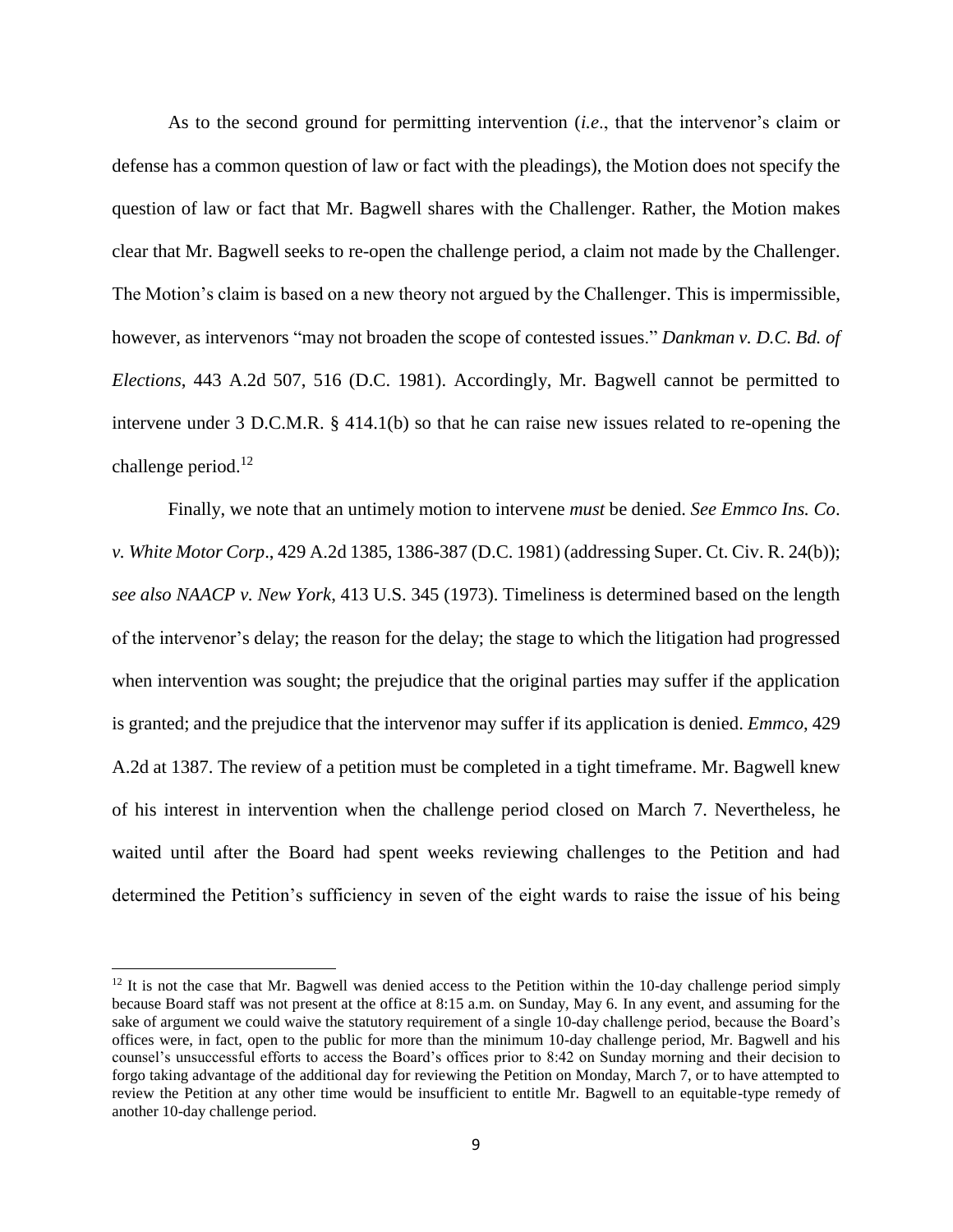As to the second ground for permitting intervention (*i.e*., that the intervenor's claim or defense has a common question of law or fact with the pleadings), the Motion does not specify the question of law or fact that Mr. Bagwell shares with the Challenger. Rather, the Motion makes clear that Mr. Bagwell seeks to re-open the challenge period, a claim not made by the Challenger. The Motion's claim is based on a new theory not argued by the Challenger. This is impermissible, however, as intervenors "may not broaden the scope of contested issues." *Dankman v. D.C. Bd. of Elections*, 443 A.2d 507, 516 (D.C. 1981). Accordingly, Mr. Bagwell cannot be permitted to intervene under 3 D.C.M.R. § 414.1(b) so that he can raise new issues related to re-opening the challenge period.[12]

Finally, we note that an untimely motion to intervene *must* be denied. *See Emmco Ins. Co. v. White Motor Corp*., 429 A.2d 1385, 1386-387 (D.C. 1981) (addressing Super. Ct. Civ. R. 24(b)); *see also NAACP v. New York*, 413 U.S. 345 (1973). Timeliness is determined based on the length of the intervenor's delay; the reason for the delay; the stage to which the litigation had progressed when intervention was sought; the prejudice that the original parties may suffer if the application is granted; and the prejudice that the intervenor may suffer if its application is denied. *Emmco*, 429 A.2d at 1387. The review of a petition must be completed in a tight timeframe. Mr. Bagwell knew of his interest in intervention when the challenge period closed on March 7. Nevertheless, he waited until after the Board had spent weeks reviewing challenges to the Petition and had determined the Petition's sufficiency in seven of the eight wards to raise the issue of his being

[12] It is not the case that Mr. Bagwell was denied access to the Petition within the 10-day challenge period simply because Board staff was not present at the office at 8:15 a.m. on Sunday, May 6. In any event, and assuming for the sake of argument we could waive the statutory requirement of a single 10-day challenge period, because the Board's offices were, in fact, open to the public for more than the minimum 10-day challenge period, Mr. Bagwell and his counsel's unsuccessful efforts to access the Board's offices prior to 8:42 on Sunday morning and their decision to forgo taking advantage of the additional day for reviewing the Petition on Monday, March 7, or to have attempted to review the Petition at any other time would be insufficient to entitle Mr. Bagwell to an equitable-type remedy of another 10-day challenge period.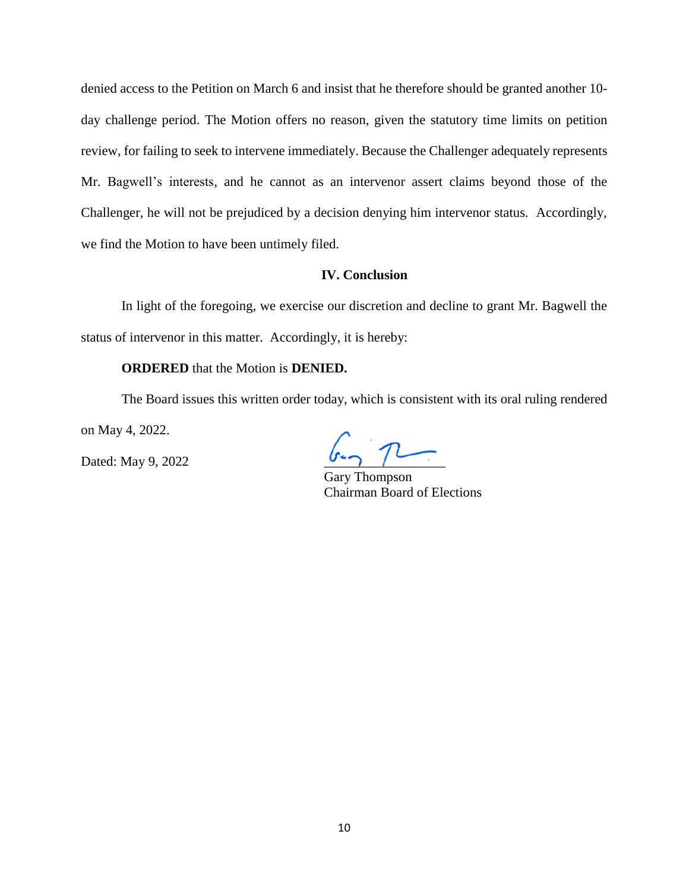denied access to the Petition on March 6 and insist that he therefore should be granted another 10-day challenge period. The Motion offers no reason, given the statutory time limits on petition review, for failing to seek to intervene immediately. Because the Challenger adequately represents Mr. Bagwell's interests, and he cannot as an intervenor assert claims beyond those of the Challenger, he will not be prejudiced by a decision denying him intervenor status. Accordingly, we find the Motion to have been untimely filed.

**IV. Conclusion**

In light of the foregoing, we exercise our discretion and decline to grant Mr. Bagwell the status of intervenor in this matter. Accordingly, it is hereby:

**ORDERED** that the Motion is **DENIED.**

The Board issues this written order today, which is consistent with its oral ruling rendered on May 4, 2022.

Dated: May 9, 2022

Gary Thompson
Chairman Board of Elections